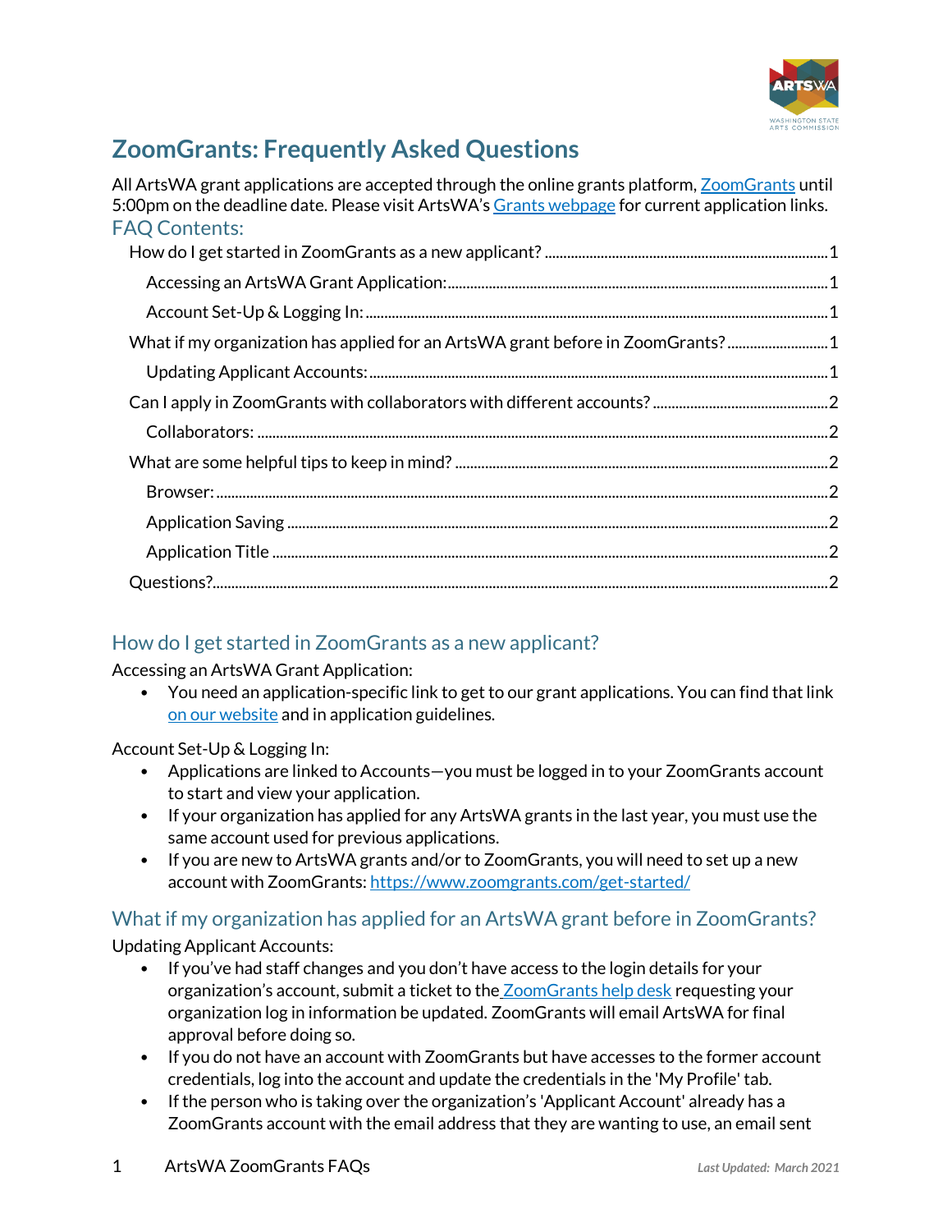# ZoomGrants: Frequently Asked Questions

All ArtsWA grant applications are accepted through the online grants platform, [ZoomGrants](https://www.zoomgrants.com) until 5:00pm on the deadline date. Please visit ArtsWA's [Grants webpage](#) for current application links.

## FAQ Contents:

- How do I get started in ZoomGrants as a new applicant? ..... 1
  - Accessing an ArtsWA Grant Application: ..... 1
  - Account Set-Up & Logging In: ..... 1
- What if my organization has applied for an ArtsWA grant before in ZoomGrants? ..... 1
  - Updating Applicant Accounts: ..... 1
- Can I apply in ZoomGrants with collaborators with different accounts? ..... 2
  - Collaborators: ..... 2
- What are some helpful tips to keep in mind? ..... 2
  - Browser: ..... 2
  - Application Saving ..... 2
  - Application Title ..... 2
- Questions? ..... 2

## How do I get started in ZoomGrants as a new applicant?

Accessing an ArtsWA Grant Application:

- You need an application-specific link to get to our grant applications. You can find that link [on our website](#) and in application guidelines.

Account Set-Up & Logging In:

- Applications are linked to Accounts—you must be logged in to your ZoomGrants account to start and view your application.
- If your organization has applied for any ArtsWA grants in the last year, you must use the same account used for previous applications.
- If you are new to ArtsWA grants and/or to ZoomGrants, you will need to set up a new account with ZoomGrants: [https://www.zoomgrants.com/get-started/](https://www.zoomgrants.com/get-started/)

## What if my organization has applied for an ArtsWA grant before in ZoomGrants?

Updating Applicant Accounts:

- If you've had staff changes and you don't have access to the login details for your organization's account, submit a ticket to the [ZoomGrants help desk](#) requesting your organization log in information be updated. ZoomGrants will email ArtsWA for final approval before doing so.
- If you do not have an account with ZoomGrants but have accesses to the former account credentials, log into the account and update the credentials in the 'My Profile' tab.
- If the person who is taking over the organization's 'Applicant Account' already has a ZoomGrants account with the email address that they are wanting to use, an email sent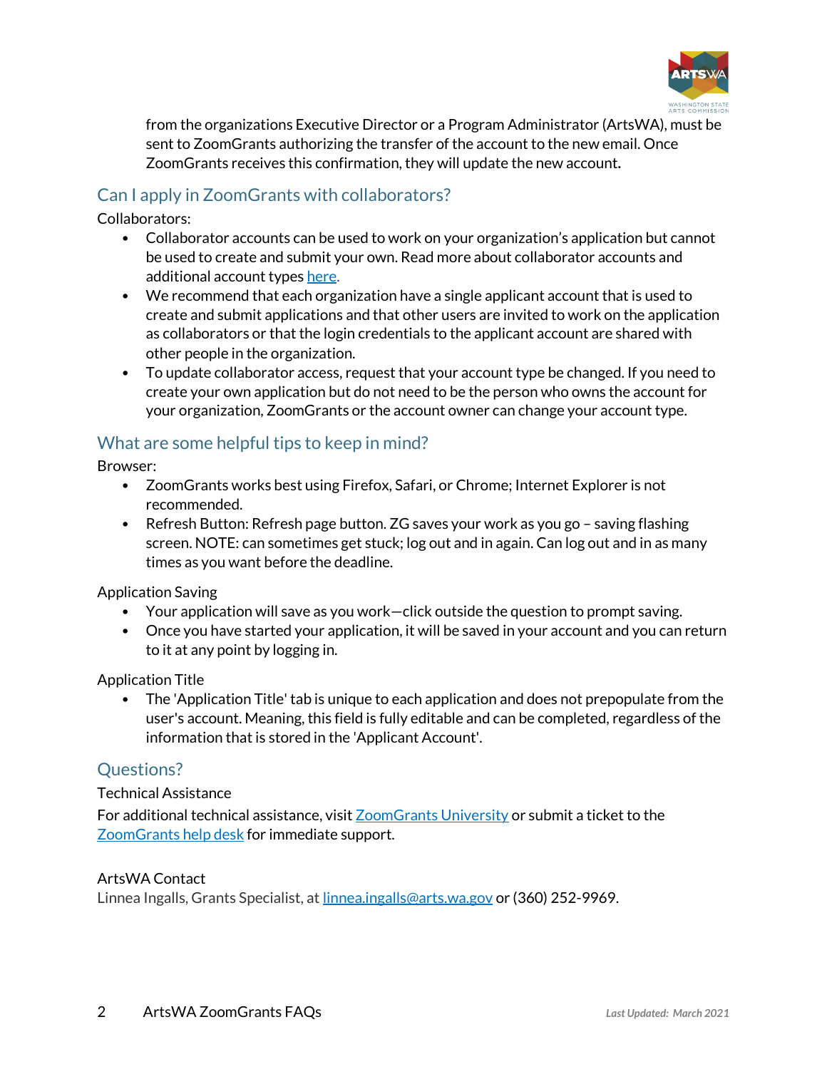from the organizations Executive Director or a Program Administrator (ArtsWA), must be sent to ZoomGrants authorizing the transfer of the account to the new email. Once ZoomGrants receives this confirmation, they will update the new account.

## Can I apply in ZoomGrants with collaborators?

Collaborators:

- Collaborator accounts can be used to work on your organization's application but cannot be used to create and submit your own. Read more about collaborator accounts and additional account types here.
- We recommend that each organization have a single applicant account that is used to create and submit applications and that other users are invited to work on the application as collaborators or that the login credentials to the applicant account are shared with other people in the organization.
- To update collaborator access, request that your account type be changed. If you need to create your own application but do not need to be the person who owns the account for your organization, ZoomGrants or the account owner can change your account type.

## What are some helpful tips to keep in mind?

Browser:

- ZoomGrants works best using Firefox, Safari, or Chrome; Internet Explorer is not recommended.
- Refresh Button: Refresh page button. ZG saves your work as you go – saving flashing screen. NOTE: can sometimes get stuck; log out and in again. Can log out and in as many times as you want before the deadline.

Application Saving

- Your application will save as you work—click outside the question to prompt saving.
- Once you have started your application, it will be saved in your account and you can return to it at any point by logging in.

Application Title

- The 'Application Title' tab is unique to each application and does not prepopulate from the user's account. Meaning, this field is fully editable and can be completed, regardless of the information that is stored in the 'Applicant Account'.

## Questions?

Technical Assistance

For additional technical assistance, visit ZoomGrants University or submit a ticket to the ZoomGrants help desk for immediate support.

ArtsWA Contact

Linnea Ingalls, Grants Specialist, at linnea.ingalls@arts.wa.gov or (360) 252-9969.